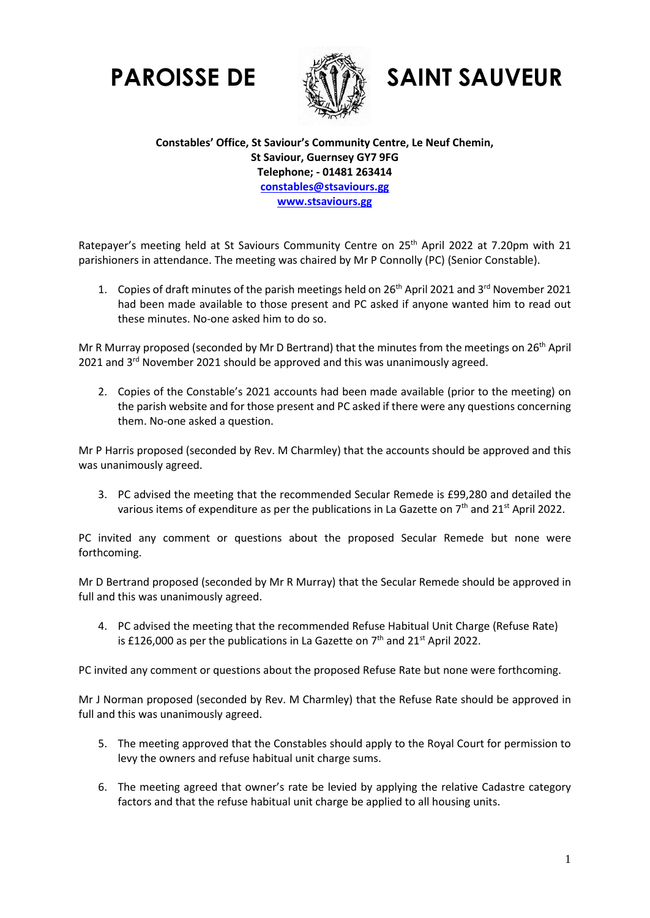# PAROISSE DE SAINT SAUVEUR

**Constables' Office, St Saviour's Community Centre, Le Neuf Chemin,**
**St Saviour, Guernsey GY7 9FG**
**Telephone; - 01481 263414**
**constables@stsaviours.gg**
**www.stsaviours.gg**

Ratepayer's meeting held at St Saviours Community Centre on 25th April 2022 at 7.20pm with 21 parishioners in attendance. The meeting was chaired by Mr P Connolly (PC) (Senior Constable).

1. Copies of draft minutes of the parish meetings held on 26th April 2021 and 3rd November 2021 had been made available to those present and PC asked if anyone wanted him to read out these minutes. No-one asked him to do so.

Mr R Murray proposed (seconded by Mr D Bertrand) that the minutes from the meetings on 26th April 2021 and 3rd November 2021 should be approved and this was unanimously agreed.

2. Copies of the Constable's 2021 accounts had been made available (prior to the meeting) on the parish website and for those present and PC asked if there were any questions concerning them. No-one asked a question.

Mr P Harris proposed (seconded by Rev. M Charmley) that the accounts should be approved and this was unanimously agreed.

3. PC advised the meeting that the recommended Secular Remede is £99,280 and detailed the various items of expenditure as per the publications in La Gazette on 7th and 21st April 2022.

PC invited any comment or questions about the proposed Secular Remede but none were forthcoming.

Mr D Bertrand proposed (seconded by Mr R Murray) that the Secular Remede should be approved in full and this was unanimously agreed.

4. PC advised the meeting that the recommended Refuse Habitual Unit Charge (Refuse Rate) is £126,000 as per the publications in La Gazette on 7th and 21st April 2022.

PC invited any comment or questions about the proposed Refuse Rate but none were forthcoming.

Mr J Norman proposed (seconded by Rev. M Charmley) that the Refuse Rate should be approved in full and this was unanimously agreed.

5. The meeting approved that the Constables should apply to the Royal Court for permission to levy the owners and refuse habitual unit charge sums.

6. The meeting agreed that owner's rate be levied by applying the relative Cadastre category factors and that the refuse habitual unit charge be applied to all housing units.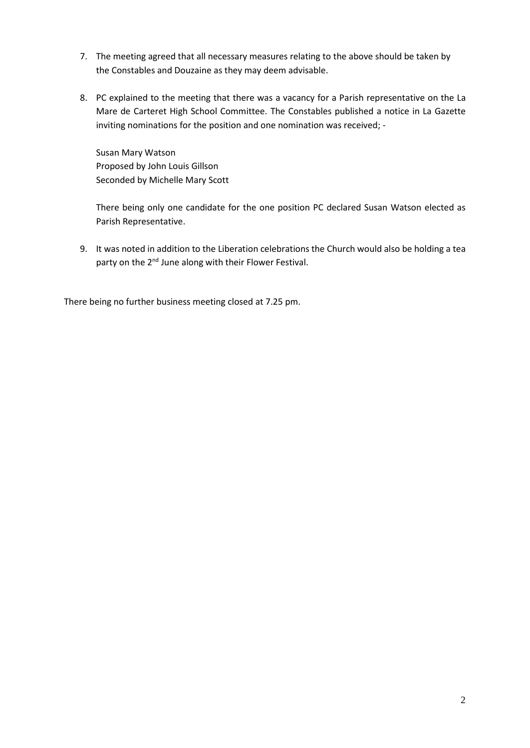7. The meeting agreed that all necessary measures relating to the above should be taken by the Constables and Douzaine as they may deem advisable.

8. PC explained to the meeting that there was a vacancy for a Parish representative on the La Mare de Carteret High School Committee. The Constables published a notice in La Gazette inviting nominations for the position and one nomination was received; -

   Susan Mary Watson
   Proposed by John Louis Gillson
   Seconded by Michelle Mary Scott

   There being only one candidate for the one position PC declared Susan Watson elected as Parish Representative.

9. It was noted in addition to the Liberation celebrations the Church would also be holding a tea party on the 2nd June along with their Flower Festival.

There being no further business meeting closed at 7.25 pm.